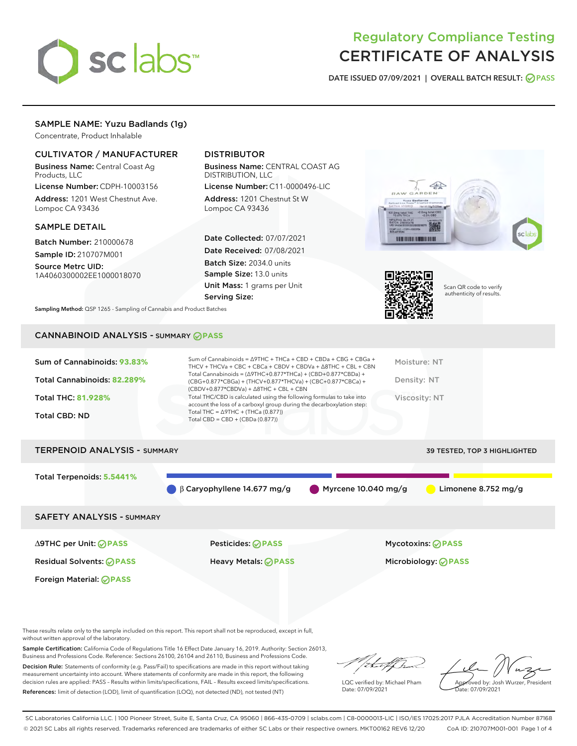# Regulatory Compliance Testing
# CERTIFICATE OF ANALYSIS

DATE ISSUED 07/09/2021 | OVERALL BATCH RESULT: PASS

## SAMPLE NAME: Yuzu Badlands (1g)

Concentrate, Product Inhalable

### CULTIVATOR / MANUFACTURER

**Business Name:** Central Coast Ag Products, LLC

**License Number:** CDPH-10003156

**Address:** 1201 West Chestnut Ave. Lompoc CA 93436

### DISTRIBUTOR

**Business Name:** CENTRAL COAST AG DISTRIBUTION, LLC

**License Number:** C11-0000496-LIC

**Address:** 1201 Chestnut St W Lompoc CA 93436

### SAMPLE DETAIL

**Batch Number:** 210000678

**Sample ID:** 210707M001

**Source Metrc UID:** 1A4060300002EE1000018070

**Date Collected:** 07/07/2021

**Date Received:** 07/08/2021

**Batch Size:** 2034.0 units

**Sample Size:** 13.0 units

**Unit Mass:** 1 grams per Unit

**Serving Size:**

Scan QR code to verify authenticity of results.

**Sampling Method:** QSP 1265 - Sampling of Cannabis and Product Batches

## CANNABINOID ANALYSIS - SUMMARY PASS

**Sum of Cannabinoids:** 93.83%

**Total Cannabinoids:** 82.289%

**Total THC:** 81.928%

**Total CBD:** ND

Sum of Cannabinoids = Δ9THC + THCa + CBD + CBDa + CBG + CBGa + THCV + THCVa + CBC + CBCa + CBDV + CBDVa + Δ8THC + CBL + CBN

Total Cannabinoids = (Δ9THC+0.877*THCa) + (CBD+0.877*CBDa) + (CBG+0.877*CBGa) + (THCV+0.877*THCVa) + (CBC+0.877*CBCa) + (CBDV+0.877*CBDVa) + Δ8THC + CBL + CBN

Total THC/CBD is calculated using the following formulas to take into account the loss of a carboxyl group during the decarboxylation step:
Total THC = Δ9THC + (THCa (0.877))
Total CBD = CBD + (CBDa (0.877))

Moisture: NT

Density: NT

Viscosity: NT

## TERPENOID ANALYSIS - SUMMARY

39 TESTED, TOP 3 HIGHLIGHTED

**Total Terpenoids:** 5.5441%

β Caryophyllene 14.677 mg/g | Myrcene 10.040 mg/g | Limonene 8.752 mg/g

## SAFETY ANALYSIS - SUMMARY

| | | |
|---|---|---|
| Δ9THC per Unit: PASS | Pesticides: PASS | Mycotoxins: PASS |
| Residual Solvents: PASS | Heavy Metals: PASS | Microbiology: PASS |
| Foreign Material: PASS | | |

These results relate only to the sample included on this report. This report shall not be reproduced, except in full, without written approval of the laboratory.

**Sample Certification:** California Code of Regulations Title 16 Effect Date January 16, 2019. Authority: Section 26013, Business and Professions Code. Reference: Sections 26100, 26104 and 26110, Business and Professions Code.

**Decision Rule:** Statements of conformity (e.g. Pass/Fail) to specifications are made in this report without taking measurement uncertainty into account. Where statements of conformity are made in this report, the following decision rules are applied: PASS – Results within limits/specifications, FAIL – Results exceed limits/specifications.

**References:** limit of detection (LOD), limit of quantification (LOQ), not detected (ND), not tested (NT)

LQC verified by: Michael Pham
Date: 07/09/2021

Approved by: Josh Wurzer, President
Date: 07/09/2021

SC Laboratories California LLC. | 100 Pioneer Street, Suite E, Santa Cruz, CA 95060 | 866-435-0709 | sclabs.com | C8-0000013-LIC | ISO/IES 17025:2017 PJLA Accreditation Number 87168
© 2021 SC Labs all rights reserved. Trademarks referenced are trademarks of either SC Labs or their respective owners. MKT00162 REV6 12/20 CoA ID: 210707M001-001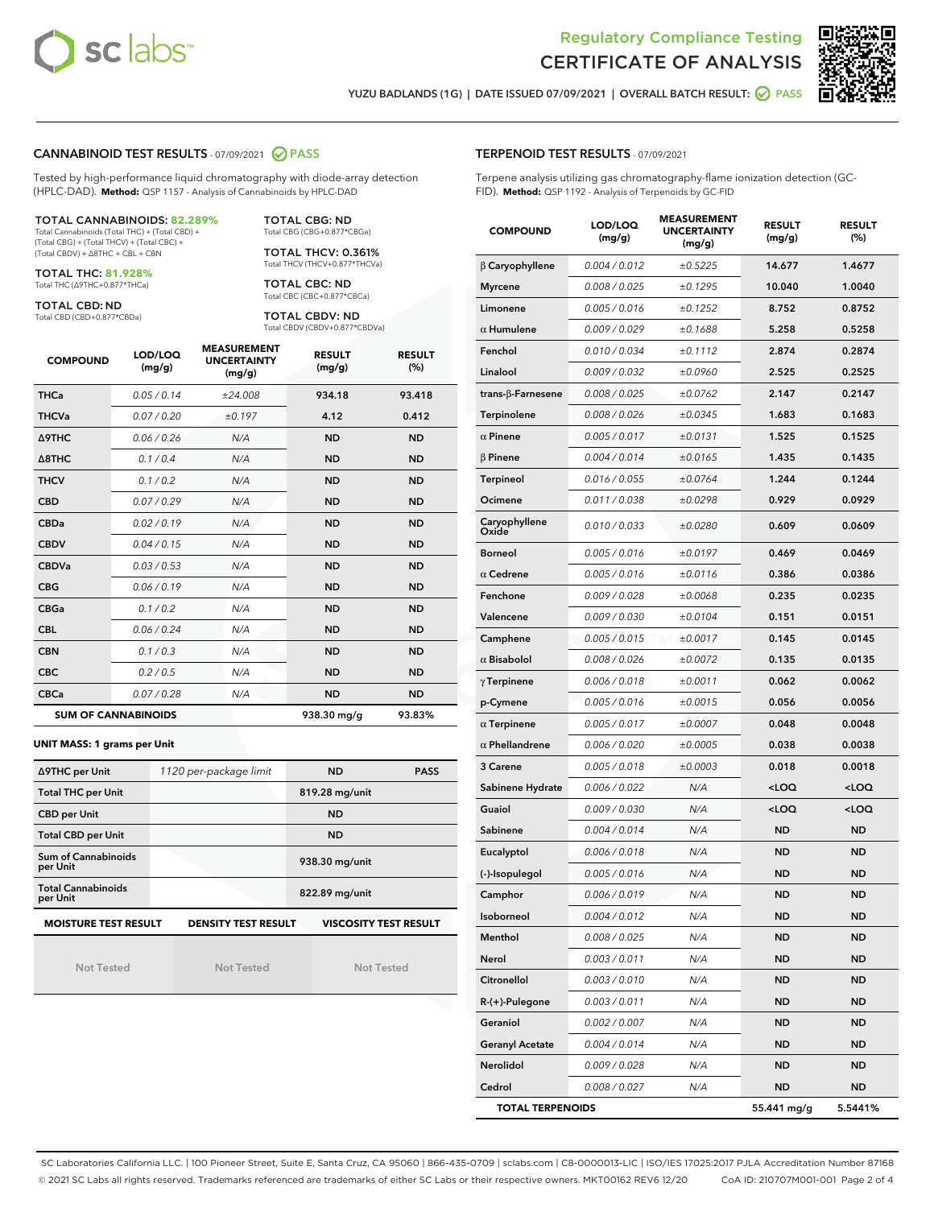Regulatory Compliance Testing
# CERTIFICATE OF ANALYSIS

YUZU BADLANDS (1G) | DATE ISSUED 07/09/2021 | OVERALL BATCH RESULT: PASS

## CANNABINOID TEST RESULTS - 07/09/2021 PASS

Tested by high-performance liquid chromatography with diode-array detection (HPLC-DAD). **Method:** QSP 1157 - Analysis of Cannabinoids by HPLC-DAD

**TOTAL CANNABINOIDS: 82.289%**
Total Cannabinoids (Total THC) + (Total CBD) + (Total CBG) + (Total THCV) + (Total CBC) + (Total CBDV) + Δ8THC + CBL + CBN

**TOTAL THC: 81.928%**
Total THC (Δ9THC+0.877*THCa)

**TOTAL CBD: ND**
Total CBD (CBD+0.877*CBDa)

**TOTAL CBG: ND**
Total CBG (CBG+0.877*CBGa)

**TOTAL THCV: 0.361%**
Total THCV (THCV+0.877*THCVa)

**TOTAL CBC: ND**
Total CBC (CBC+0.877*CBCa)

**TOTAL CBDV: ND**
Total CBDV (CBDV+0.877*CBDVa)

| COMPOUND | LOD/LOQ (mg/g) | MEASUREMENT UNCERTAINTY (mg/g) | RESULT (mg/g) | RESULT (%) |
|---|---|---|---|---|
| THCa | 0.05 / 0.14 | ±24.008 | 934.18 | 93.418 |
| THCVa | 0.07 / 0.20 | ±0.197 | 4.12 | 0.412 |
| Δ9THC | 0.06 / 0.26 | N/A | ND | ND |
| Δ8THC | 0.1 / 0.4 | N/A | ND | ND |
| THCV | 0.1 / 0.2 | N/A | ND | ND |
| CBD | 0.07 / 0.29 | N/A | ND | ND |
| CBDa | 0.02 / 0.19 | N/A | ND | ND |
| CBDV | 0.04 / 0.15 | N/A | ND | ND |
| CBDVa | 0.03 / 0.53 | N/A | ND | ND |
| CBG | 0.06 / 0.19 | N/A | ND | ND |
| CBGa | 0.1 / 0.2 | N/A | ND | ND |
| CBL | 0.06 / 0.24 | N/A | ND | ND |
| CBN | 0.1 / 0.3 | N/A | ND | ND |
| CBC | 0.2 / 0.5 | N/A | ND | ND |
| CBCa | 0.07 / 0.28 | N/A | ND | ND |
| **SUM OF CANNABINOIDS** | | | 938.30 mg/g | 93.83% |

**UNIT MASS: 1 grams per Unit**

| Δ9THC per Unit | 1120 per-package limit | ND | PASS |
|---|---|---|---|
| Total THC per Unit | | 819.28 mg/unit | |
| CBD per Unit | | ND | |
| Total CBD per Unit | | ND | |
| Sum of Cannabinoids per Unit | | 938.30 mg/unit | |
| Total Cannabinoids per Unit | | 822.89 mg/unit | |

| MOISTURE TEST RESULT | DENSITY TEST RESULT | VISCOSITY TEST RESULT |
|---|---|---|
| Not Tested | Not Tested | Not Tested |

## TERPENOID TEST RESULTS - 07/09/2021

Terpene analysis utilizing gas chromatography-flame ionization detection (GC-FID). **Method:** QSP 1192 - Analysis of Terpenoids by GC-FID

| COMPOUND | LOD/LOQ (mg/g) | MEASUREMENT UNCERTAINTY (mg/g) | RESULT (mg/g) | RESULT (%) |
|---|---|---|---|---|
| β Caryophyllene | 0.004 / 0.012 | ±0.5225 | 14.677 | 1.4677 |
| Myrcene | 0.008 / 0.025 | ±0.1295 | 10.040 | 1.0040 |
| Limonene | 0.005 / 0.016 | ±0.1252 | 8.752 | 0.8752 |
| α Humulene | 0.009 / 0.029 | ±0.1688 | 5.258 | 0.5258 |
| Fenchol | 0.010 / 0.034 | ±0.1112 | 2.874 | 0.2874 |
| Linalool | 0.009 / 0.032 | ±0.0960 | 2.525 | 0.2525 |
| trans-β-Farnesene | 0.008 / 0.025 | ±0.0762 | 2.147 | 0.2147 |
| Terpinolene | 0.008 / 0.026 | ±0.0345 | 1.683 | 0.1683 |
| α Pinene | 0.005 / 0.017 | ±0.0131 | 1.525 | 0.1525 |
| β Pinene | 0.004 / 0.014 | ±0.0165 | 1.435 | 0.1435 |
| Terpineol | 0.016 / 0.055 | ±0.0764 | 1.244 | 0.1244 |
| Ocimene | 0.011 / 0.038 | ±0.0298 | 0.929 | 0.0929 |
| Caryophyllene Oxide | 0.010 / 0.033 | ±0.0280 | 0.609 | 0.0609 |
| Borneol | 0.005 / 0.016 | ±0.0197 | 0.469 | 0.0469 |
| α Cedrene | 0.005 / 0.016 | ±0.0116 | 0.386 | 0.0386 |
| Fenchone | 0.009 / 0.028 | ±0.0068 | 0.235 | 0.0235 |
| Valencene | 0.009 / 0.030 | ±0.0104 | 0.151 | 0.0151 |
| Camphene | 0.005 / 0.015 | ±0.0017 | 0.145 | 0.0145 |
| α Bisabolol | 0.008 / 0.026 | ±0.0072 | 0.135 | 0.0135 |
| γ Terpinene | 0.006 / 0.018 | ±0.0011 | 0.062 | 0.0062 |
| p-Cymene | 0.005 / 0.016 | ±0.0015 | 0.056 | 0.0056 |
| α Terpinene | 0.005 / 0.017 | ±0.0007 | 0.048 | 0.0048 |
| α Phellandrene | 0.006 / 0.020 | ±0.0005 | 0.038 | 0.0038 |
| 3 Carene | 0.005 / 0.018 | ±0.0003 | 0.018 | 0.0018 |
| Sabinene Hydrate | 0.006 / 0.022 | N/A | <LOQ | <LOQ |
| Guaiol | 0.009 / 0.030 | N/A | <LOQ | <LOQ |
| Sabinene | 0.004 / 0.014 | N/A | ND | ND |
| Eucalyptol | 0.006 / 0.018 | N/A | ND | ND |
| (-)-Isopulegol | 0.005 / 0.016 | N/A | ND | ND |
| Camphor | 0.006 / 0.019 | N/A | ND | ND |
| Isoborneol | 0.004 / 0.012 | N/A | ND | ND |
| Menthol | 0.008 / 0.025 | N/A | ND | ND |
| Nerol | 0.003 / 0.011 | N/A | ND | ND |
| Citronellol | 0.003 / 0.010 | N/A | ND | ND |
| R-(+)-Pulegone | 0.003 / 0.011 | N/A | ND | ND |
| Geraniol | 0.002 / 0.007 | N/A | ND | ND |
| Geranyl Acetate | 0.004 / 0.014 | N/A | ND | ND |
| Nerolidol | 0.009 / 0.028 | N/A | ND | ND |
| Cedrol | 0.008 / 0.027 | N/A | ND | ND |
| **TOTAL TERPENOIDS** | | | 55.441 mg/g | 5.5441% |

SC Laboratories California LLC. | 100 Pioneer Street, Suite E, Santa Cruz, CA 95060 | 866-435-0709 | sclabs.com | C8-0000013-LIC | ISO/IES 17025:2017 PJLA Accreditation Number 87168
© 2021 SC Labs all rights reserved. Trademarks referenced are trademarks of either SC Labs or their respective owners. MKT00162 REV6 12/20 CoA ID: 210707M001-001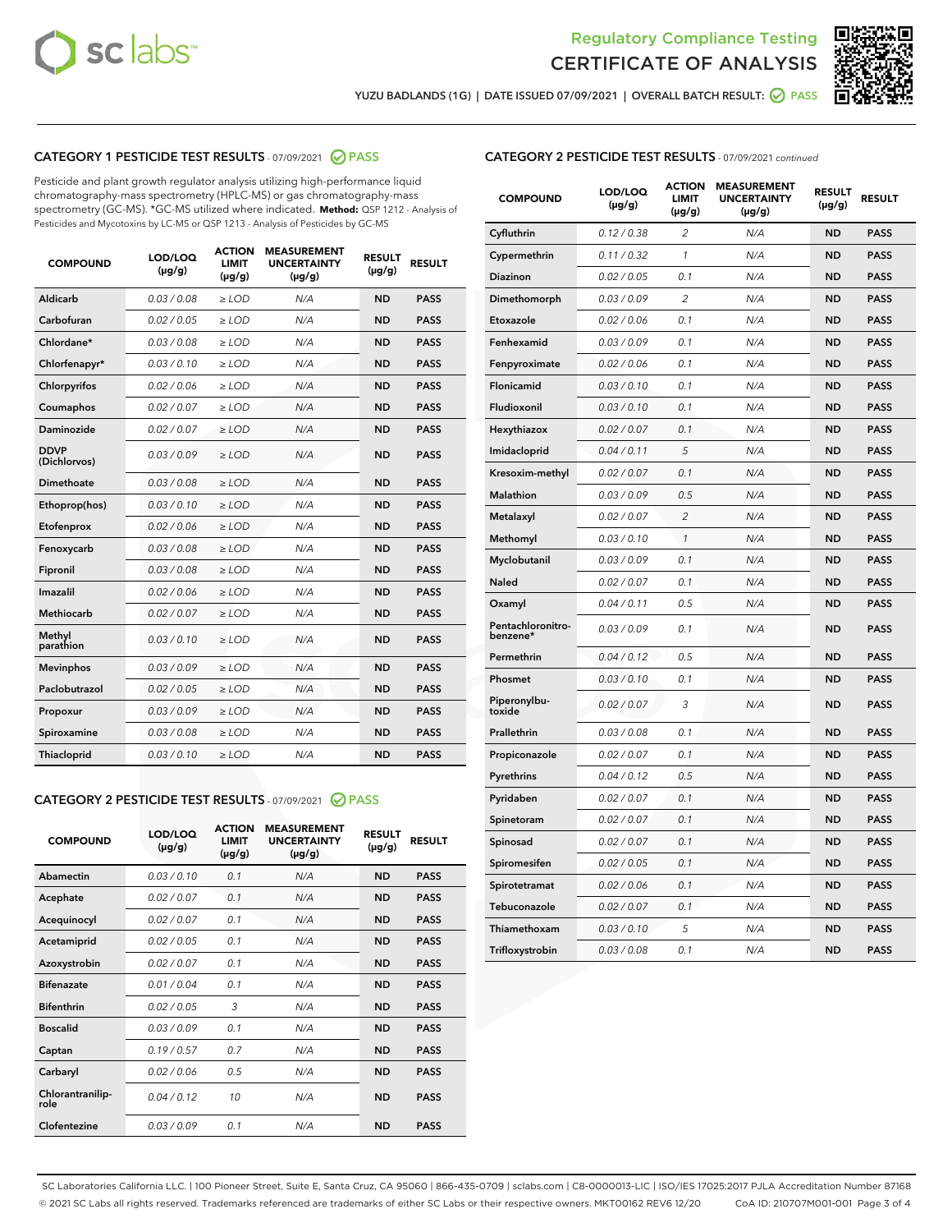Regulatory Compliance Testing
CERTIFICATE OF ANALYSIS

YUZU BADLANDS (1G) | DATE ISSUED 07/09/2021 | OVERALL BATCH RESULT: PASS

## CATEGORY 1 PESTICIDE TEST RESULTS - 07/09/2021 PASS

Pesticide and plant growth regulator analysis utilizing high-performance liquid chromatography-mass spectrometry (HPLC-MS) or gas chromatography-mass spectrometry (GC-MS). *GC-MS utilized where indicated. **Method:** QSP 1212 - Analysis of Pesticides and Mycotoxins by LC-MS or QSP 1213 - Analysis of Pesticides by GC-MS

| COMPOUND | LOD/LOQ (µg/g) | ACTION LIMIT (µg/g) | MEASUREMENT UNCERTAINTY (µg/g) | RESULT (µg/g) | RESULT |
|---|---|---|---|---|---|
| Aldicarb | 0.03 / 0.08 | ≥ LOD | N/A | ND | PASS |
| Carbofuran | 0.02 / 0.05 | ≥ LOD | N/A | ND | PASS |
| Chlordane* | 0.03 / 0.08 | ≥ LOD | N/A | ND | PASS |
| Chlorfenapyr* | 0.03 / 0.10 | ≥ LOD | N/A | ND | PASS |
| Chlorpyrifos | 0.02 / 0.06 | ≥ LOD | N/A | ND | PASS |
| Coumaphos | 0.02 / 0.07 | ≥ LOD | N/A | ND | PASS |
| Daminozide | 0.02 / 0.07 | ≥ LOD | N/A | ND | PASS |
| DDVP (Dichlorvos) | 0.03 / 0.09 | ≥ LOD | N/A | ND | PASS |
| Dimethoate | 0.03 / 0.08 | ≥ LOD | N/A | ND | PASS |
| Ethoprop(hos) | 0.03 / 0.10 | ≥ LOD | N/A | ND | PASS |
| Etofenprox | 0.02 / 0.06 | ≥ LOD | N/A | ND | PASS |
| Fenoxycarb | 0.03 / 0.08 | ≥ LOD | N/A | ND | PASS |
| Fipronil | 0.03 / 0.08 | ≥ LOD | N/A | ND | PASS |
| Imazalil | 0.02 / 0.06 | ≥ LOD | N/A | ND | PASS |
| Methiocarb | 0.02 / 0.07 | ≥ LOD | N/A | ND | PASS |
| Methyl parathion | 0.03 / 0.10 | ≥ LOD | N/A | ND | PASS |
| Mevinphos | 0.03 / 0.09 | ≥ LOD | N/A | ND | PASS |
| Paclobutrazol | 0.02 / 0.05 | ≥ LOD | N/A | ND | PASS |
| Propoxur | 0.03 / 0.09 | ≥ LOD | N/A | ND | PASS |
| Spiroxamine | 0.03 / 0.08 | ≥ LOD | N/A | ND | PASS |
| Thiacloprid | 0.03 / 0.10 | ≥ LOD | N/A | ND | PASS |

## CATEGORY 2 PESTICIDE TEST RESULTS - 07/09/2021 PASS

| COMPOUND | LOD/LOQ (µg/g) | ACTION LIMIT (µg/g) | MEASUREMENT UNCERTAINTY (µg/g) | RESULT (µg/g) | RESULT |
|---|---|---|---|---|---|
| Abamectin | 0.03 / 0.10 | 0.1 | N/A | ND | PASS |
| Acephate | 0.02 / 0.07 | 0.1 | N/A | ND | PASS |
| Acequinocyl | 0.02 / 0.07 | 0.1 | N/A | ND | PASS |
| Acetamiprid | 0.02 / 0.05 | 0.1 | N/A | ND | PASS |
| Azoxystrobin | 0.02 / 0.07 | 0.1 | N/A | ND | PASS |
| Bifenazate | 0.01 / 0.04 | 0.1 | N/A | ND | PASS |
| Bifenthrin | 0.02 / 0.05 | 3 | N/A | ND | PASS |
| Boscalid | 0.03 / 0.09 | 0.1 | N/A | ND | PASS |
| Captan | 0.19 / 0.57 | 0.7 | N/A | ND | PASS |
| Carbaryl | 0.02 / 0.06 | 0.5 | N/A | ND | PASS |
| Chlorantraniliprole | 0.04 / 0.12 | 10 | N/A | ND | PASS |
| Clofentezine | 0.03 / 0.09 | 0.1 | N/A | ND | PASS |
| Cyfluthrin | 0.12 / 0.38 | 2 | N/A | ND | PASS |
| Cypermethrin | 0.11 / 0.32 | 1 | N/A | ND | PASS |
| Diazinon | 0.02 / 0.05 | 0.1 | N/A | ND | PASS |
| Dimethomorph | 0.03 / 0.09 | 2 | N/A | ND | PASS |
| Etoxazole | 0.02 / 0.06 | 0.1 | N/A | ND | PASS |
| Fenhexamid | 0.03 / 0.09 | 0.1 | N/A | ND | PASS |
| Fenpyroximate | 0.02 / 0.06 | 0.1 | N/A | ND | PASS |
| Flonicamid | 0.03 / 0.10 | 0.1 | N/A | ND | PASS |
| Fludioxonil | 0.03 / 0.10 | 0.1 | N/A | ND | PASS |
| Hexythiazox | 0.02 / 0.07 | 0.1 | N/A | ND | PASS |
| Imidacloprid | 0.04 / 0.11 | 5 | N/A | ND | PASS |
| Kresoxim-methyl | 0.02 / 0.07 | 0.1 | N/A | ND | PASS |
| Malathion | 0.03 / 0.09 | 0.5 | N/A | ND | PASS |
| Metalaxyl | 0.02 / 0.07 | 2 | N/A | ND | PASS |
| Methomyl | 0.03 / 0.10 | 1 | N/A | ND | PASS |
| Myclobutanil | 0.03 / 0.09 | 0.1 | N/A | ND | PASS |
| Naled | 0.02 / 0.07 | 0.1 | N/A | ND | PASS |
| Oxamyl | 0.04 / 0.11 | 0.5 | N/A | ND | PASS |
| Pentachloronitrobenzene* | 0.03 / 0.09 | 0.1 | N/A | ND | PASS |
| Permethrin | 0.04 / 0.12 | 0.5 | N/A | ND | PASS |
| Phosmet | 0.03 / 0.10 | 0.1 | N/A | ND | PASS |
| Piperonylbutoxide | 0.02 / 0.07 | 3 | N/A | ND | PASS |
| Prallethrin | 0.03 / 0.08 | 0.1 | N/A | ND | PASS |
| Propiconazole | 0.02 / 0.07 | 0.1 | N/A | ND | PASS |
| Pyrethrins | 0.04 / 0.12 | 0.5 | N/A | ND | PASS |
| Pyridaben | 0.02 / 0.07 | 0.1 | N/A | ND | PASS |
| Spinetoram | 0.02 / 0.07 | 0.1 | N/A | ND | PASS |
| Spinosad | 0.02 / 0.07 | 0.1 | N/A | ND | PASS |
| Spiromesifen | 0.02 / 0.05 | 0.1 | N/A | ND | PASS |
| Spirotetramat | 0.02 / 0.06 | 0.1 | N/A | ND | PASS |
| Tebuconazole | 0.02 / 0.07 | 0.1 | N/A | ND | PASS |
| Thiamethoxam | 0.03 / 0.10 | 5 | N/A | ND | PASS |
| Trifloxystrobin | 0.03 / 0.08 | 0.1 | N/A | ND | PASS |

SC Laboratories California LLC. | 100 Pioneer Street, Suite E, Santa Cruz, CA 95060 | 866-435-0709 | sclabs.com | C8-0000013-LIC | ISO/IES 17025:2017 PJLA Accreditation Number 87168
© 2021 SC Labs all rights reserved. Trademarks referenced are trademarks of either SC Labs or their respective owners. MKT00162 REV6 12/20 CoA ID: 210707M001-001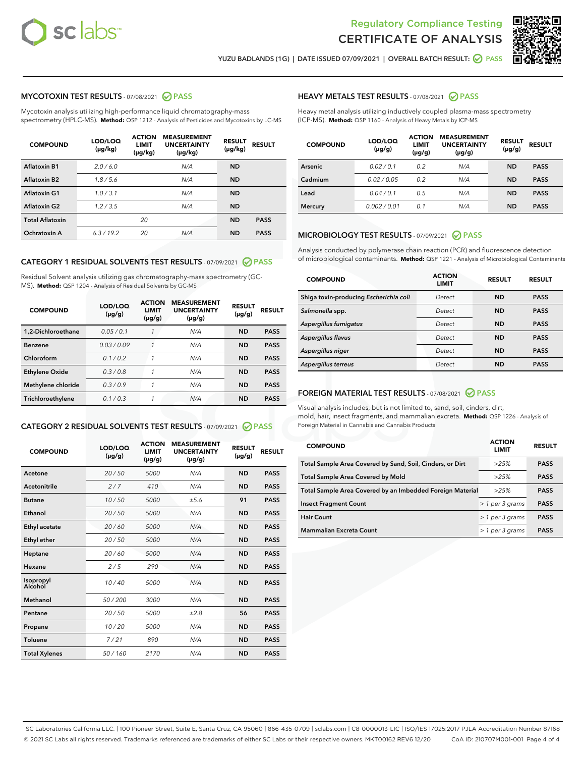Regulatory Compliance Testing
CERTIFICATE OF ANALYSIS

YUZU BADLANDS (1G) | DATE ISSUED 07/09/2021 | OVERALL BATCH RESULT: PASS

## MYCOTOXIN TEST RESULTS - 07/08/2021 PASS

Mycotoxin analysis utilizing high-performance liquid chromatography-mass spectrometry (HPLC-MS). **Method:** QSP 1212 - Analysis of Pesticides and Mycotoxins by LC-MS

| COMPOUND | LOD/LOQ (µg/kg) | ACTION LIMIT (µg/kg) | MEASUREMENT UNCERTAINTY (µg/kg) | RESULT (µg/kg) | RESULT |
|---|---|---|---|---|---|
| Aflatoxin B1 | 2.0 / 6.0 | | N/A | ND | |
| Aflatoxin B2 | 1.8 / 5.6 | | N/A | ND | |
| Aflatoxin G1 | 1.0 / 3.1 | | N/A | ND | |
| Aflatoxin G2 | 1.2 / 3.5 | | N/A | ND | |
| Total Aflatoxin | | 20 | | ND | PASS |
| Ochratoxin A | 6.3 / 19.2 | 20 | N/A | ND | PASS |

## CATEGORY 1 RESIDUAL SOLVENTS TEST RESULTS - 07/09/2021 PASS

Residual Solvent analysis utilizing gas chromatography-mass spectrometry (GC-MS). **Method:** QSP 1204 - Analysis of Residual Solvents by GC-MS

| COMPOUND | LOD/LOQ (µg/g) | ACTION LIMIT (µg/g) | MEASUREMENT UNCERTAINTY (µg/g) | RESULT (µg/g) | RESULT |
|---|---|---|---|---|---|
| 1,2-Dichloroethane | 0.05 / 0.1 | 1 | N/A | ND | PASS |
| Benzene | 0.03 / 0.09 | 1 | N/A | ND | PASS |
| Chloroform | 0.1 / 0.2 | 1 | N/A | ND | PASS |
| Ethylene Oxide | 0.3 / 0.8 | 1 | N/A | ND | PASS |
| Methylene chloride | 0.3 / 0.9 | 1 | N/A | ND | PASS |
| Trichloroethylene | 0.1 / 0.3 | 1 | N/A | ND | PASS |

## CATEGORY 2 RESIDUAL SOLVENTS TEST RESULTS - 07/09/2021 PASS

| COMPOUND | LOD/LOQ (µg/g) | ACTION LIMIT (µg/g) | MEASUREMENT UNCERTAINTY (µg/g) | RESULT (µg/g) | RESULT |
|---|---|---|---|---|---|
| Acetone | 20 / 50 | 5000 | N/A | ND | PASS |
| Acetonitrile | 2 / 7 | 410 | N/A | ND | PASS |
| Butane | 10 / 50 | 5000 | ±5.6 | 91 | PASS |
| Ethanol | 20 / 50 | 5000 | N/A | ND | PASS |
| Ethyl acetate | 20 / 60 | 5000 | N/A | ND | PASS |
| Ethyl ether | 20 / 50 | 5000 | N/A | ND | PASS |
| Heptane | 20 / 60 | 5000 | N/A | ND | PASS |
| Hexane | 2 / 5 | 290 | N/A | ND | PASS |
| Isopropyl Alcohol | 10 / 40 | 5000 | N/A | ND | PASS |
| Methanol | 50 / 200 | 3000 | N/A | ND | PASS |
| Pentane | 20 / 50 | 5000 | ±2.8 | 56 | PASS |
| Propane | 10 / 20 | 5000 | N/A | ND | PASS |
| Toluene | 7 / 21 | 890 | N/A | ND | PASS |
| Total Xylenes | 50 / 160 | 2170 | N/A | ND | PASS |

## HEAVY METALS TEST RESULTS - 07/08/2021 PASS

Heavy metal analysis utilizing inductively coupled plasma-mass spectrometry (ICP-MS). **Method:** QSP 1160 - Analysis of Heavy Metals by ICP-MS

| COMPOUND | LOD/LOQ (µg/g) | ACTION LIMIT (µg/g) | MEASUREMENT UNCERTAINTY (µg/g) | RESULT (µg/g) | RESULT |
|---|---|---|---|---|---|
| Arsenic | 0.02 / 0.1 | 0.2 | N/A | ND | PASS |
| Cadmium | 0.02 / 0.05 | 0.2 | N/A | ND | PASS |
| Lead | 0.04 / 0.1 | 0.5 | N/A | ND | PASS |
| Mercury | 0.002 / 0.01 | 0.1 | N/A | ND | PASS |

## MICROBIOLOGY TEST RESULTS - 07/09/2021 PASS

Analysis conducted by polymerase chain reaction (PCR) and fluorescence detection of microbiological contaminants. **Method:** QSP 1221 - Analysis of Microbiological Contaminants

| COMPOUND | ACTION LIMIT | RESULT | RESULT |
|---|---|---|---|
| Shiga toxin-producing *Escherichia coli* | Detect | ND | PASS |
| *Salmonella* spp. | Detect | ND | PASS |
| *Aspergillus fumigatus* | Detect | ND | PASS |
| *Aspergillus flavus* | Detect | ND | PASS |
| *Aspergillus niger* | Detect | ND | PASS |
| *Aspergillus terreus* | Detect | ND | PASS |

## FOREIGN MATERIAL TEST RESULTS - 07/08/2021 PASS

Visual analysis includes, but is not limited to, sand, soil, cinders, dirt, mold, hair, insect fragments, and mammalian excreta. **Method:** QSP 1226 - Analysis of Foreign Material in Cannabis and Cannabis Products

| COMPOUND | ACTION LIMIT | RESULT |
|---|---|---|
| Total Sample Area Covered by Sand, Soil, Cinders, or Dirt | >25% | PASS |
| Total Sample Area Covered by Mold | >25% | PASS |
| Total Sample Area Covered by an Imbedded Foreign Material | >25% | PASS |
| Insect Fragment Count | > 1 per 3 grams | PASS |
| Hair Count | > 1 per 3 grams | PASS |
| Mammalian Excreta Count | > 1 per 3 grams | PASS |

SC Laboratories California LLC. | 100 Pioneer Street, Suite E, Santa Cruz, CA 95060 | 866-435-0709 | sclabs.com | C8-0000013-LIC | ISO/IES 17025:2017 PJLA Accreditation Number 87168
© 2021 SC Labs all rights reserved. Trademarks referenced are trademarks of either SC Labs or their respective owners. MKT00162 REV6 12/20 CoA ID: 210707M001-001